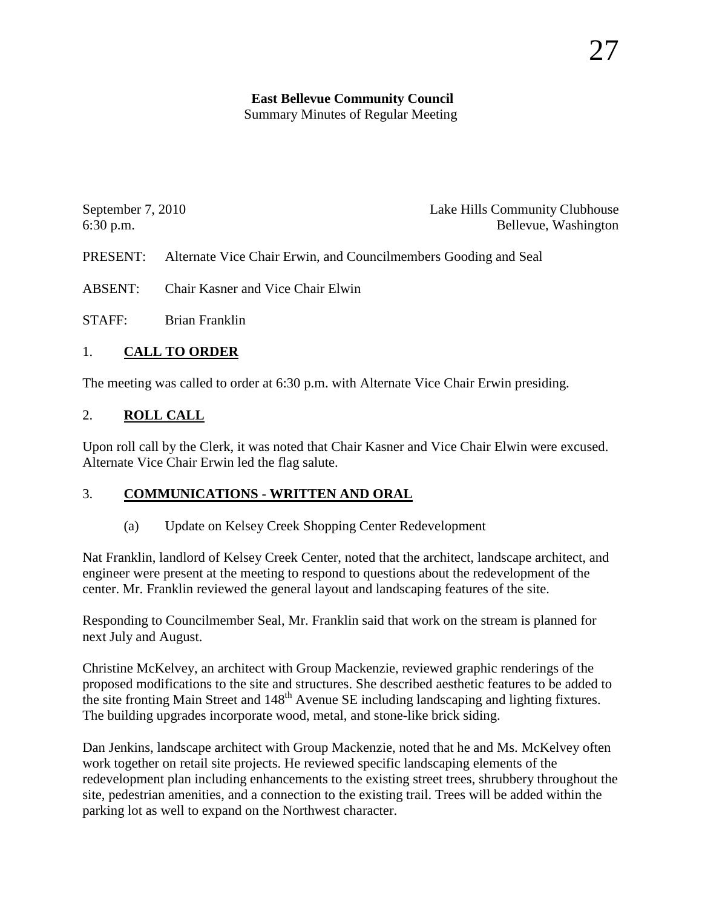**East Bellevue Community Council**
Summary Minutes of Regular Meeting

September 7, 2010 — Lake Hills Community Clubhouse
6:30 p.m. — Bellevue, Washington

PRESENT: Alternate Vice Chair Erwin, and Councilmembers Gooding and Seal

ABSENT: Chair Kasner and Vice Chair Elwin

STAFF: Brian Franklin

## 1. CALL TO ORDER

The meeting was called to order at 6:30 p.m. with Alternate Vice Chair Erwin presiding.

## 2. ROLL CALL

Upon roll call by the Clerk, it was noted that Chair Kasner and Vice Chair Elwin were excused. Alternate Vice Chair Erwin led the flag salute.

## 3. COMMUNICATIONS - WRITTEN AND ORAL

(a) Update on Kelsey Creek Shopping Center Redevelopment

Nat Franklin, landlord of Kelsey Creek Center, noted that the architect, landscape architect, and engineer were present at the meeting to respond to questions about the redevelopment of the center. Mr. Franklin reviewed the general layout and landscaping features of the site.

Responding to Councilmember Seal, Mr. Franklin said that work on the stream is planned for next July and August.

Christine McKelvey, an architect with Group Mackenzie, reviewed graphic renderings of the proposed modifications to the site and structures. She described aesthetic features to be added to the site fronting Main Street and 148th Avenue SE including landscaping and lighting fixtures. The building upgrades incorporate wood, metal, and stone-like brick siding.

Dan Jenkins, landscape architect with Group Mackenzie, noted that he and Ms. McKelvey often work together on retail site projects. He reviewed specific landscaping elements of the redevelopment plan including enhancements to the existing street trees, shrubbery throughout the site, pedestrian amenities, and a connection to the existing trail. Trees will be added within the parking lot as well to expand on the Northwest character.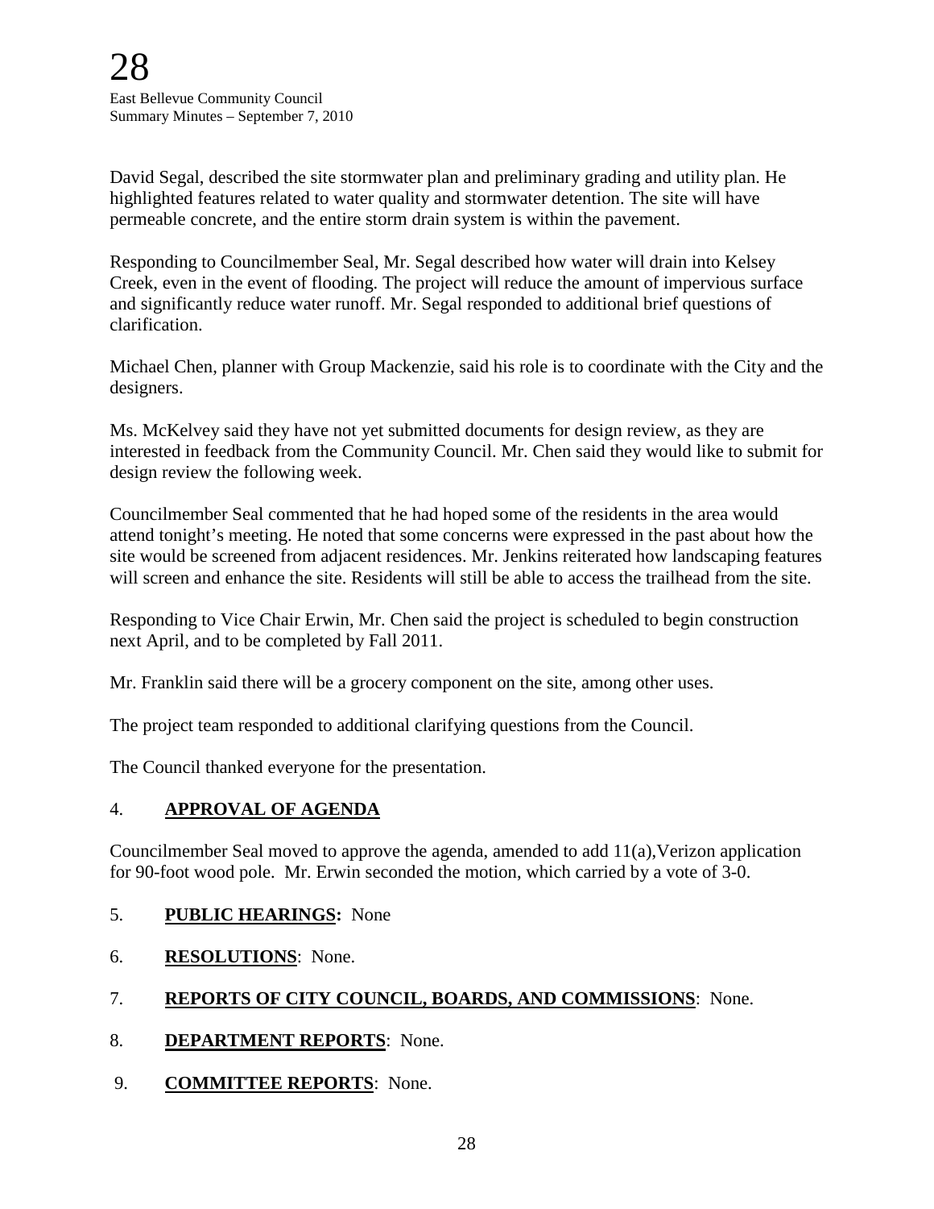David Segal, described the site stormwater plan and preliminary grading and utility plan. He highlighted features related to water quality and stormwater detention. The site will have permeable concrete, and the entire storm drain system is within the pavement.

Responding to Councilmember Seal, Mr. Segal described how water will drain into Kelsey Creek, even in the event of flooding. The project will reduce the amount of impervious surface and significantly reduce water runoff. Mr. Segal responded to additional brief questions of clarification.

Michael Chen, planner with Group Mackenzie, said his role is to coordinate with the City and the designers.

Ms. McKelvey said they have not yet submitted documents for design review, as they are interested in feedback from the Community Council. Mr. Chen said they would like to submit for design review the following week.

Councilmember Seal commented that he had hoped some of the residents in the area would attend tonight's meeting. He noted that some concerns were expressed in the past about how the site would be screened from adjacent residences. Mr. Jenkins reiterated how landscaping features will screen and enhance the site. Residents will still be able to access the trailhead from the site.

Responding to Vice Chair Erwin, Mr. Chen said the project is scheduled to begin construction next April, and to be completed by Fall 2011.

Mr. Franklin said there will be a grocery component on the site, among other uses.

The project team responded to additional clarifying questions from the Council.

The Council thanked everyone for the presentation.

4. **APPROVAL OF AGENDA**

Councilmember Seal moved to approve the agenda, amended to add 11(a),Verizon application for 90-foot wood pole. Mr. Erwin seconded the motion, which carried by a vote of 3-0.

5. **PUBLIC HEARINGS:** None

6. **RESOLUTIONS**: None.

7. **REPORTS OF CITY COUNCIL, BOARDS, AND COMMISSIONS**: None.

8. **DEPARTMENT REPORTS**: None.

9. **COMMITTEE REPORTS**: None.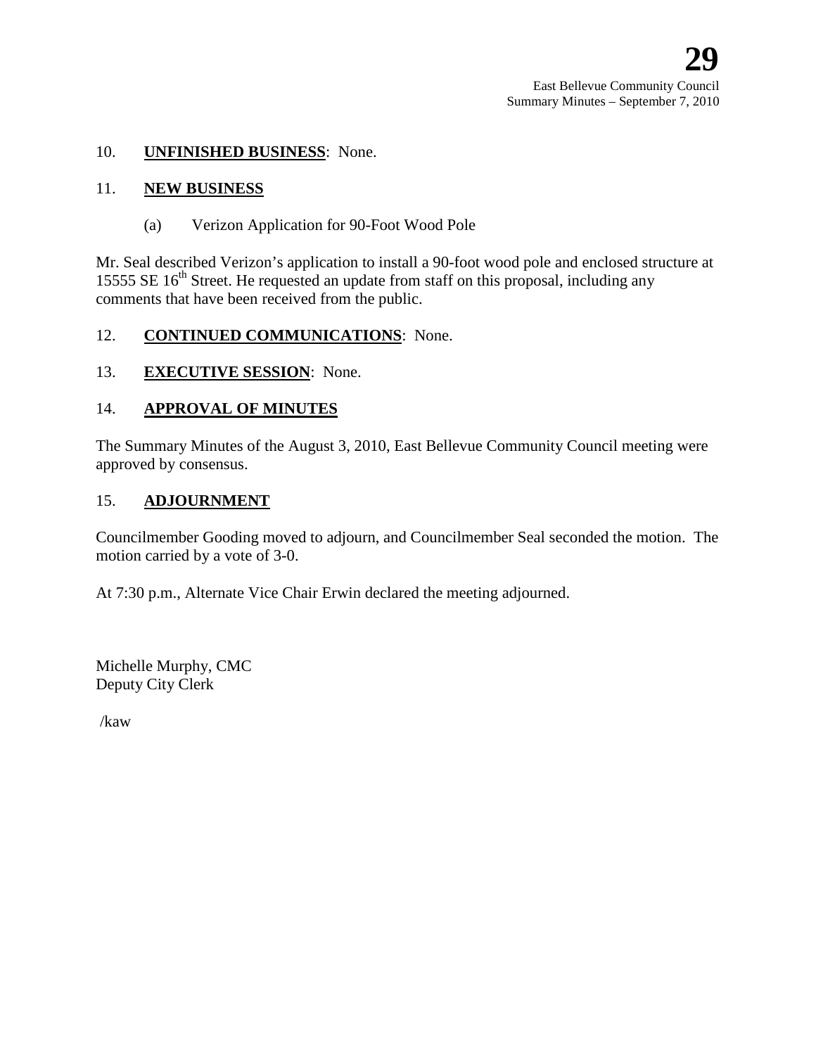10. **UNFINISHED BUSINESS**: None.

11. **NEW BUSINESS**

    (a) Verizon Application for 90-Foot Wood Pole

Mr. Seal described Verizon's application to install a 90-foot wood pole and enclosed structure at 15555 SE 16th Street. He requested an update from staff on this proposal, including any comments that have been received from the public.

12. **CONTINUED COMMUNICATIONS**: None.

13. **EXECUTIVE SESSION**: None.

14. **APPROVAL OF MINUTES**

The Summary Minutes of the August 3, 2010, East Bellevue Community Council meeting were approved by consensus.

15. **ADJOURNMENT**

Councilmember Gooding moved to adjourn, and Councilmember Seal seconded the motion. The motion carried by a vote of 3-0.

At 7:30 p.m., Alternate Vice Chair Erwin declared the meeting adjourned.

Michelle Murphy, CMC
Deputy City Clerk

/kaw